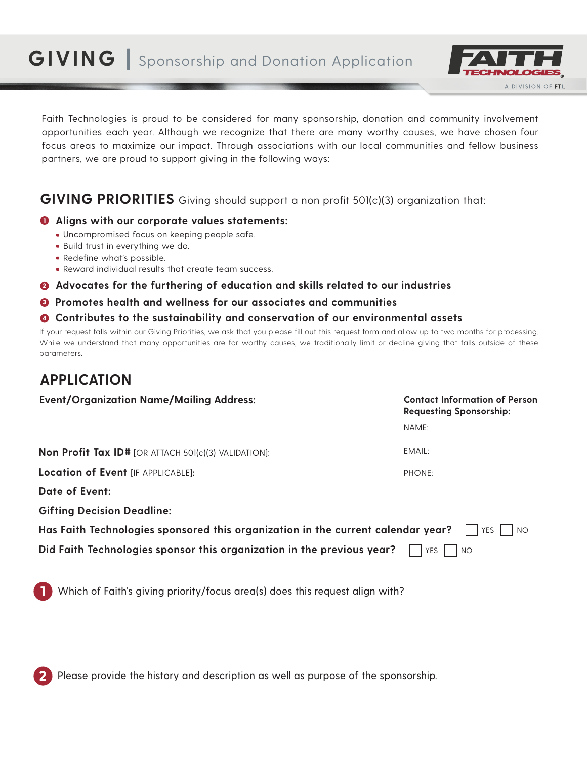# GIVING | Sponsorship and Donation Application

FAITH TECHNOLOGIES®
A DIVISION OF FTI

Faith Technologies is proud to be considered for many sponsorship, donation and community involvement opportunities each year. Although we recognize that there are many worthy causes, we have chosen four focus areas to maximize our impact. Through associations with our local communities and fellow business partners, we are proud to support giving in the following ways:

## GIVING PRIORITIES

Giving should support a non profit 501(c)(3) organization that:

1. **Aligns with our corporate values statements:**
   - Uncompromised focus on keeping people safe.
   - Build trust in everything we do.
   - Redefine what's possible.
   - Reward individual results that create team success.
2. **Advocates for the furthering of education and skills related to our industries**
3. **Promotes health and wellness for our associates and communities**
4. **Contributes to the sustainability and conservation of our environmental assets**

If your request falls within our Giving Priorities, we ask that you please fill out this request form and allow up to two months for processing. While we understand that many opportunities are for worthy causes, we traditionally limit or decline giving that falls outside of these parameters.

## APPLICATION

**Event/Organization Name/Mailing Address:**

**Contact Information of Person Requesting Sponsorship:**

NAME:

EMAIL:

PHONE:

**Non Profit Tax ID#** [OR ATTACH 501(c)(3) VALIDATION]:

**Location of Event** [IF APPLICABLE]:

**Date of Event:**

**Gifting Decision Deadline:**

**Has Faith Technologies sponsored this organization in the current calendar year?** ☐ YES ☐ NO

**Did Faith Technologies sponsor this organization in the previous year?** ☐ YES ☐ NO

1. Which of Faith's giving priority/focus area(s) does this request align with?

2. Please provide the history and description as well as purpose of the sponsorship.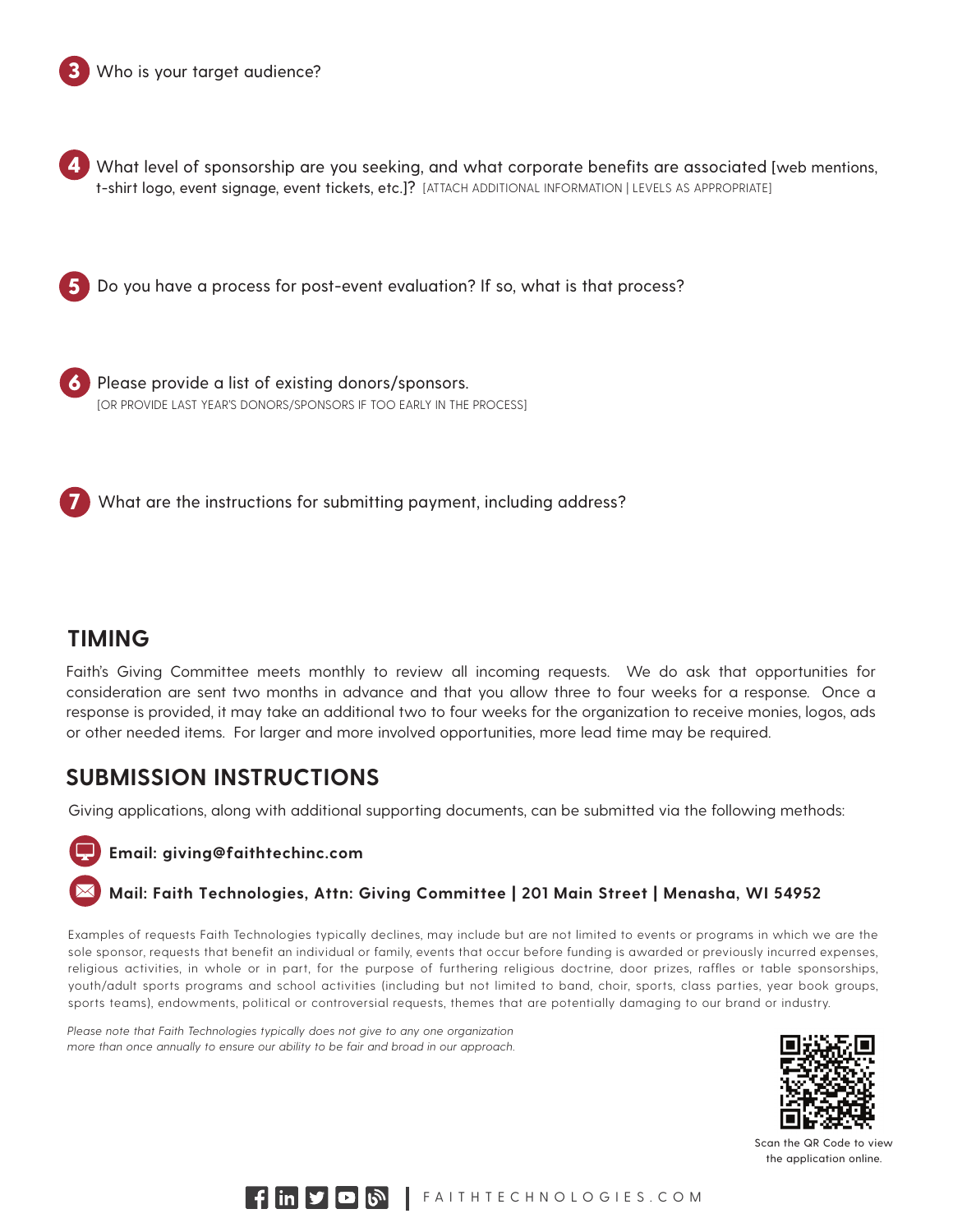3. Who is your target audience?

4. What level of sponsorship are you seeking, and what corporate benefits are associated [web mentions, t-shirt logo, event signage, event tickets, etc.]? [ATTACH ADDITIONAL INFORMATION | LEVELS AS APPROPRIATE]

5. Do you have a process for post-event evaluation? If so, what is that process?

6. Please provide a list of existing donors/sponsors.
[OR PROVIDE LAST YEAR'S DONORS/SPONSORS IF TOO EARLY IN THE PROCESS]

7. What are the instructions for submitting payment, including address?

## TIMING

Faith's Giving Committee meets monthly to review all incoming requests. We do ask that opportunities for consideration are sent two months in advance and that you allow three to four weeks for a response. Once a response is provided, it may take an additional two to four weeks for the organization to receive monies, logos, ads or other needed items. For larger and more involved opportunities, more lead time may be required.

## SUBMISSION INSTRUCTIONS

Giving applications, along with additional supporting documents, can be submitted via the following methods:

**Email: giving@faithtechinc.com**

**Mail: Faith Technologies, Attn: Giving Committee | 201 Main Street | Menasha, WI 54952**

Examples of requests Faith Technologies typically declines, may include but are not limited to events or programs in which we are the sole sponsor, requests that benefit an individual or family, events that occur before funding is awarded or previously incurred expenses, religious activities, in whole or in part, for the purpose of furthering religious doctrine, door prizes, raffles or table sponsorships, youth/adult sports programs and school activities (including but not limited to band, choir, sports, class parties, year book groups, sports teams), endowments, political or controversial requests, themes that are potentially damaging to our brand or industry.

*Please note that Faith Technologies typically does not give to any one organization more than once annually to ensure our ability to be fair and broad in our approach.*

Scan the QR Code to view the application online.

FAITHTECHNOLOGIES.COM